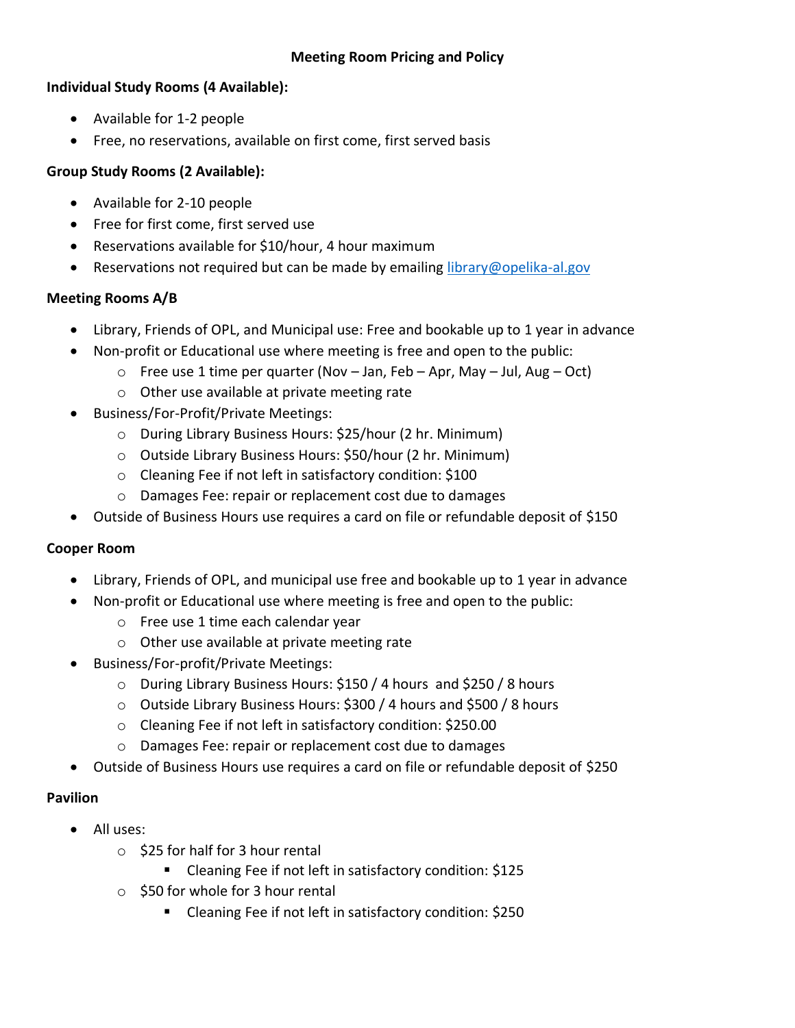# Meeting Room Pricing and Policy

**Individual Study Rooms (4 Available):**

- Available for 1-2 people
- Free, no reservations, available on first come, first served basis

**Group Study Rooms (2 Available):**

- Available for 2-10 people
- Free for first come, first served use
- Reservations available for $10/hour, 4 hour maximum
- Reservations not required but can be made by emailing library@opelika-al.gov

**Meeting Rooms A/B**

- Library, Friends of OPL, and Municipal use: Free and bookable up to 1 year in advance
- Non-profit or Educational use where meeting is free and open to the public:
  - Free use 1 time per quarter (Nov – Jan, Feb – Apr, May – Jul, Aug – Oct)
  - Other use available at private meeting rate
- Business/For-Profit/Private Meetings:
  - During Library Business Hours: $25/hour (2 hr. Minimum)
  - Outside Library Business Hours: $50/hour (2 hr. Minimum)
  - Cleaning Fee if not left in satisfactory condition: $100
  - Damages Fee: repair or replacement cost due to damages
- Outside of Business Hours use requires a card on file or refundable deposit of $150

**Cooper Room**

- Library, Friends of OPL, and municipal use free and bookable up to 1 year in advance
- Non-profit or Educational use where meeting is free and open to the public:
  - Free use 1 time each calendar year
  - Other use available at private meeting rate
- Business/For-profit/Private Meetings:
  - During Library Business Hours: $150 / 4 hours and $250 / 8 hours
  - Outside Library Business Hours: $300 / 4 hours and $500 / 8 hours
  - Cleaning Fee if not left in satisfactory condition: $250.00
  - Damages Fee: repair or replacement cost due to damages
- Outside of Business Hours use requires a card on file or refundable deposit of $250

**Pavilion**

- All uses:
  - $25 for half for 3 hour rental
    - Cleaning Fee if not left in satisfactory condition: $125
  - $50 for whole for 3 hour rental
    - Cleaning Fee if not left in satisfactory condition: $250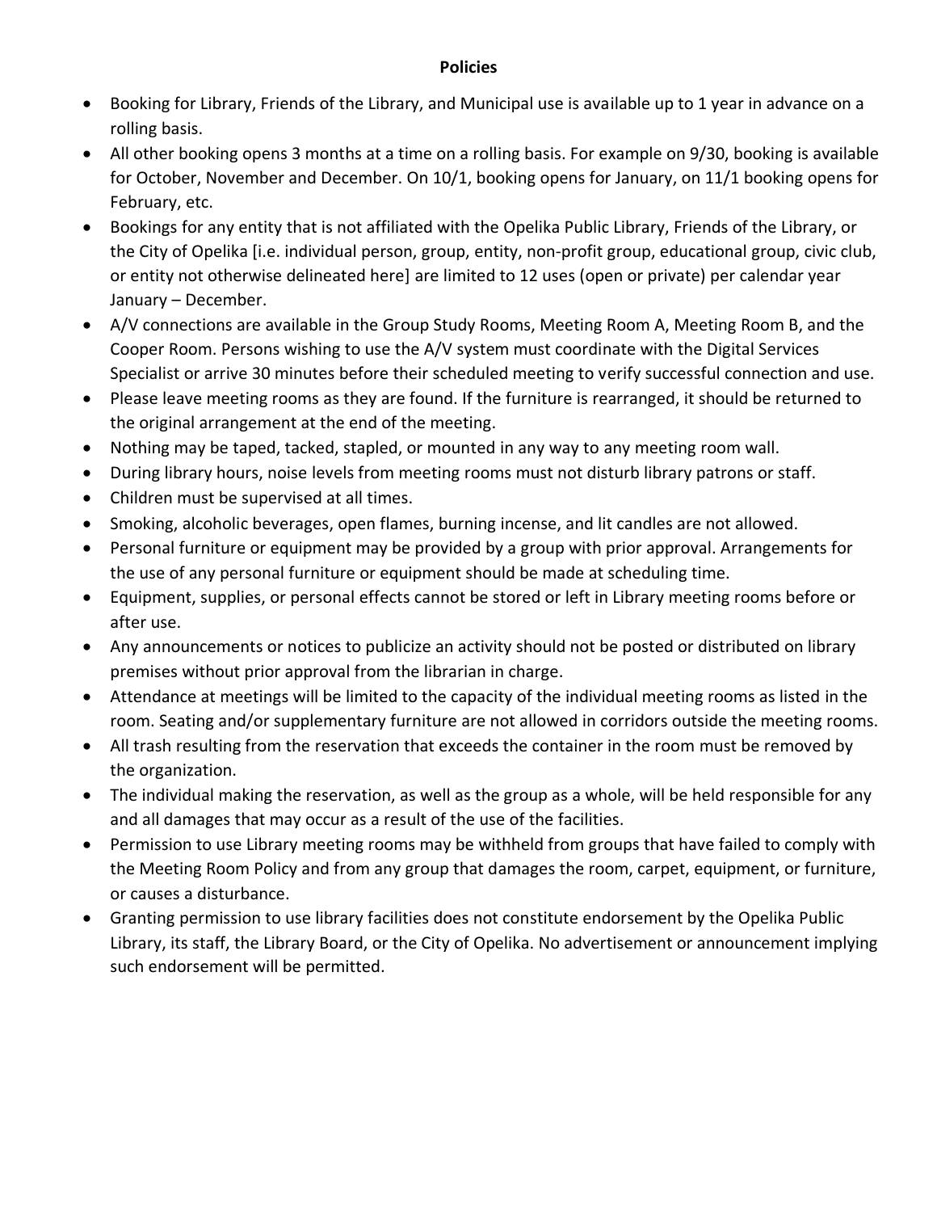**Policies**

- Booking for Library, Friends of the Library, and Municipal use is available up to 1 year in advance on a rolling basis.
- All other booking opens 3 months at a time on a rolling basis. For example on 9/30, booking is available for October, November and December. On 10/1, booking opens for January, on 11/1 booking opens for February, etc.
- Bookings for any entity that is not affiliated with the Opelika Public Library, Friends of the Library, or the City of Opelika [i.e. individual person, group, entity, non-profit group, educational group, civic club, or entity not otherwise delineated here] are limited to 12 uses (open or private) per calendar year January – December.
- A/V connections are available in the Group Study Rooms, Meeting Room A, Meeting Room B, and the Cooper Room. Persons wishing to use the A/V system must coordinate with the Digital Services Specialist or arrive 30 minutes before their scheduled meeting to verify successful connection and use.
- Please leave meeting rooms as they are found. If the furniture is rearranged, it should be returned to the original arrangement at the end of the meeting.
- Nothing may be taped, tacked, stapled, or mounted in any way to any meeting room wall.
- During library hours, noise levels from meeting rooms must not disturb library patrons or staff.
- Children must be supervised at all times.
- Smoking, alcoholic beverages, open flames, burning incense, and lit candles are not allowed.
- Personal furniture or equipment may be provided by a group with prior approval. Arrangements for the use of any personal furniture or equipment should be made at scheduling time.
- Equipment, supplies, or personal effects cannot be stored or left in Library meeting rooms before or after use.
- Any announcements or notices to publicize an activity should not be posted or distributed on library premises without prior approval from the librarian in charge.
- Attendance at meetings will be limited to the capacity of the individual meeting rooms as listed in the room. Seating and/or supplementary furniture are not allowed in corridors outside the meeting rooms.
- All trash resulting from the reservation that exceeds the container in the room must be removed by the organization.
- The individual making the reservation, as well as the group as a whole, will be held responsible for any and all damages that may occur as a result of the use of the facilities.
- Permission to use Library meeting rooms may be withheld from groups that have failed to comply with the Meeting Room Policy and from any group that damages the room, carpet, equipment, or furniture, or causes a disturbance.
- Granting permission to use library facilities does not constitute endorsement by the Opelika Public Library, its staff, the Library Board, or the City of Opelika. No advertisement or announcement implying such endorsement will be permitted.